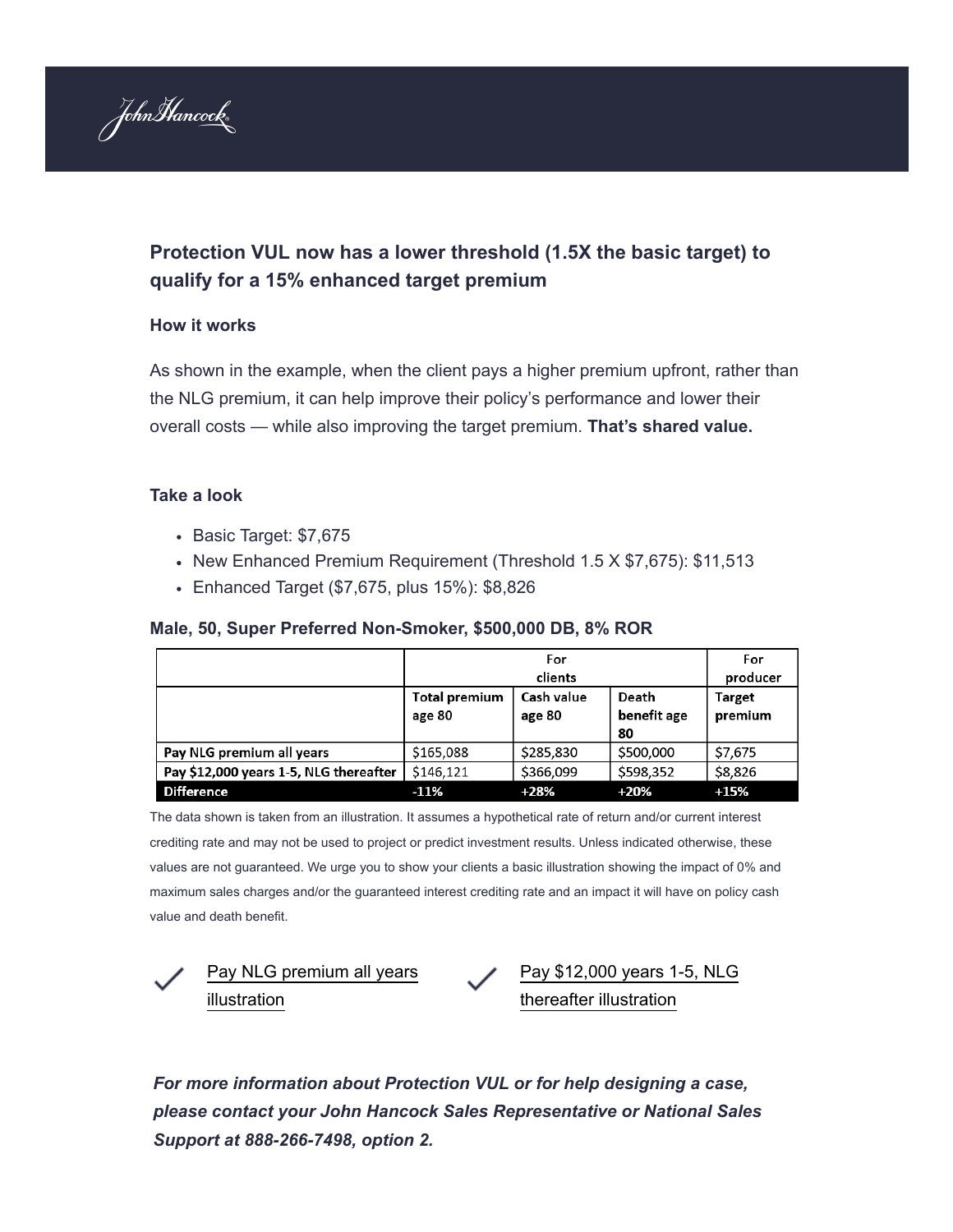John Hancock

## Protection VUL now has a lower threshold (1.5X the basic target) to qualify for a 15% enhanced target premium

### How it works

As shown in the example, when the client pays a higher premium upfront, rather than the NLG premium, it can help improve their policy's performance and lower their overall costs — while also improving the target premium. **That's shared value.**

### Take a look

- Basic Target: $7,675
- New Enhanced Premium Requirement (Threshold 1.5 X $7,675): $11,513
- Enhanced Target ($7,675, plus 15%): $8,826

### Male, 50, Super Preferred Non-Smoker, $500,000 DB, 8% ROR

| | For clients | | | For producer |
|---|---|---|---|---|
| | **Total premium age 80** | **Cash value age 80** | **Death benefit age 80** | **Target premium** |
| **Pay NLG premium all years** | $165,088 | $285,830 | $500,000 | $7,675 |
| **Pay $12,000 years 1-5, NLG thereafter** | $146,121 | $366,099 | $598,352 | $8,826 |
| **Difference** | **-11%** | **+28%** | **+20%** | **+15%** |

The data shown is taken from an illustration. It assumes a hypothetical rate of return and/or current interest crediting rate and may not be used to project or predict investment results. Unless indicated otherwise, these values are not guaranteed. We urge you to show your clients a basic illustration showing the impact of 0% and maximum sales charges and/or the guaranteed interest crediting rate and an impact it will have on policy cash value and death benefit.

✓ Pay NLG premium all years illustration

✓ Pay $12,000 years 1-5, NLG thereafter illustration

***For more information about Protection VUL or for help designing a case, please contact your John Hancock Sales Representative or National Sales Support at 888-266-7498, option 2.***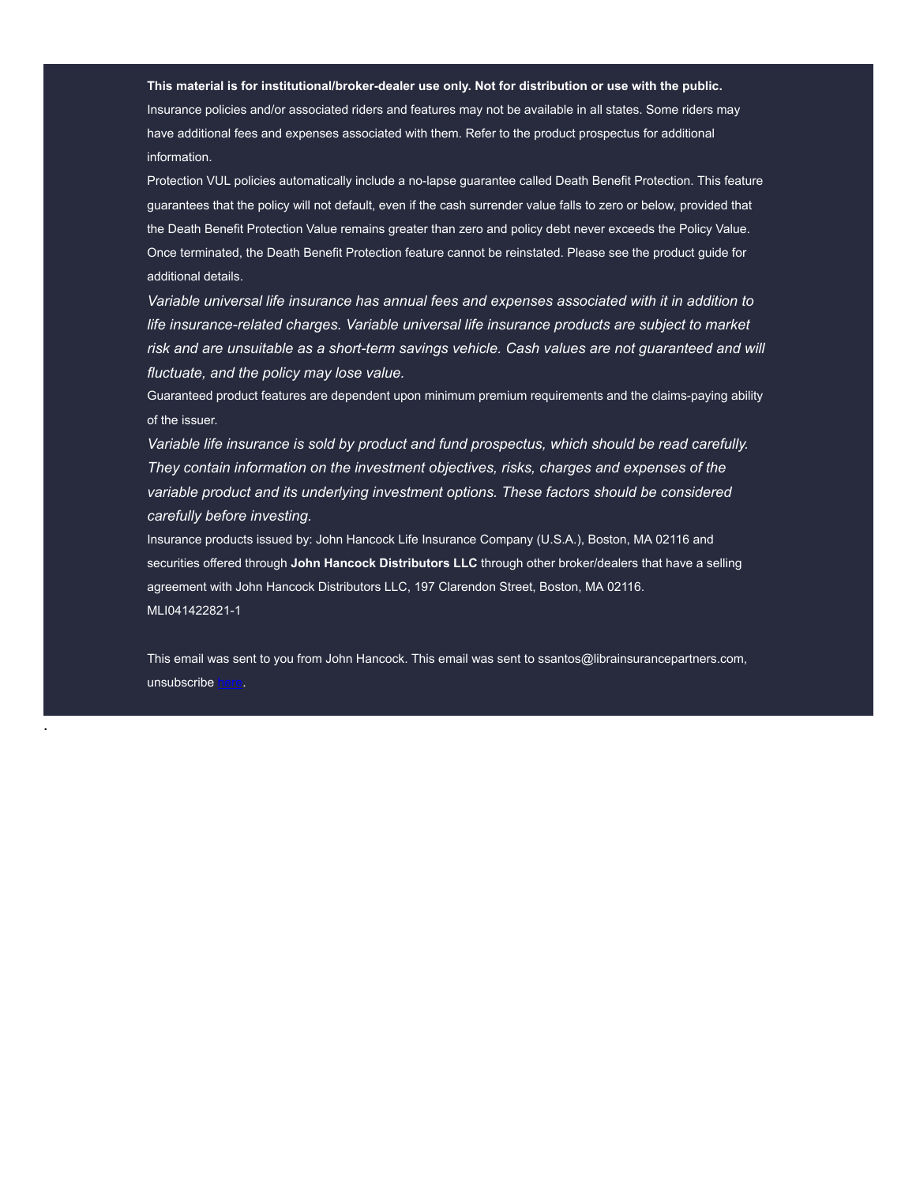**This material is for institutional/broker-dealer use only. Not for distribution or use with the public.**

Insurance policies and/or associated riders and features may not be available in all states. Some riders may have additional fees and expenses associated with them. Refer to the product prospectus for additional information.

Protection VUL policies automatically include a no-lapse guarantee called Death Benefit Protection. This feature guarantees that the policy will not default, even if the cash surrender value falls to zero or below, provided that the Death Benefit Protection Value remains greater than zero and policy debt never exceeds the Policy Value. Once terminated, the Death Benefit Protection feature cannot be reinstated. Please see the product guide for additional details.

*Variable universal life insurance has annual fees and expenses associated with it in addition to life insurance-related charges. Variable universal life insurance products are subject to market risk and are unsuitable as a short-term savings vehicle. Cash values are not guaranteed and will fluctuate, and the policy may lose value.*

Guaranteed product features are dependent upon minimum premium requirements and the claims-paying ability of the issuer.

*Variable life insurance is sold by product and fund prospectus, which should be read carefully. They contain information on the investment objectives, risks, charges and expenses of the variable product and its underlying investment options. These factors should be considered carefully before investing.*

Insurance products issued by: John Hancock Life Insurance Company (U.S.A.), Boston, MA 02116 and securities offered through **John Hancock Distributors LLC** through other broker/dealers that have a selling agreement with John Hancock Distributors LLC, 197 Clarendon Street, Boston, MA 02116.

MLI041422821-1

This email was sent to you from John Hancock. This email was sent to ssantos@librainsurancepartners.com, unsubscribe here.

.